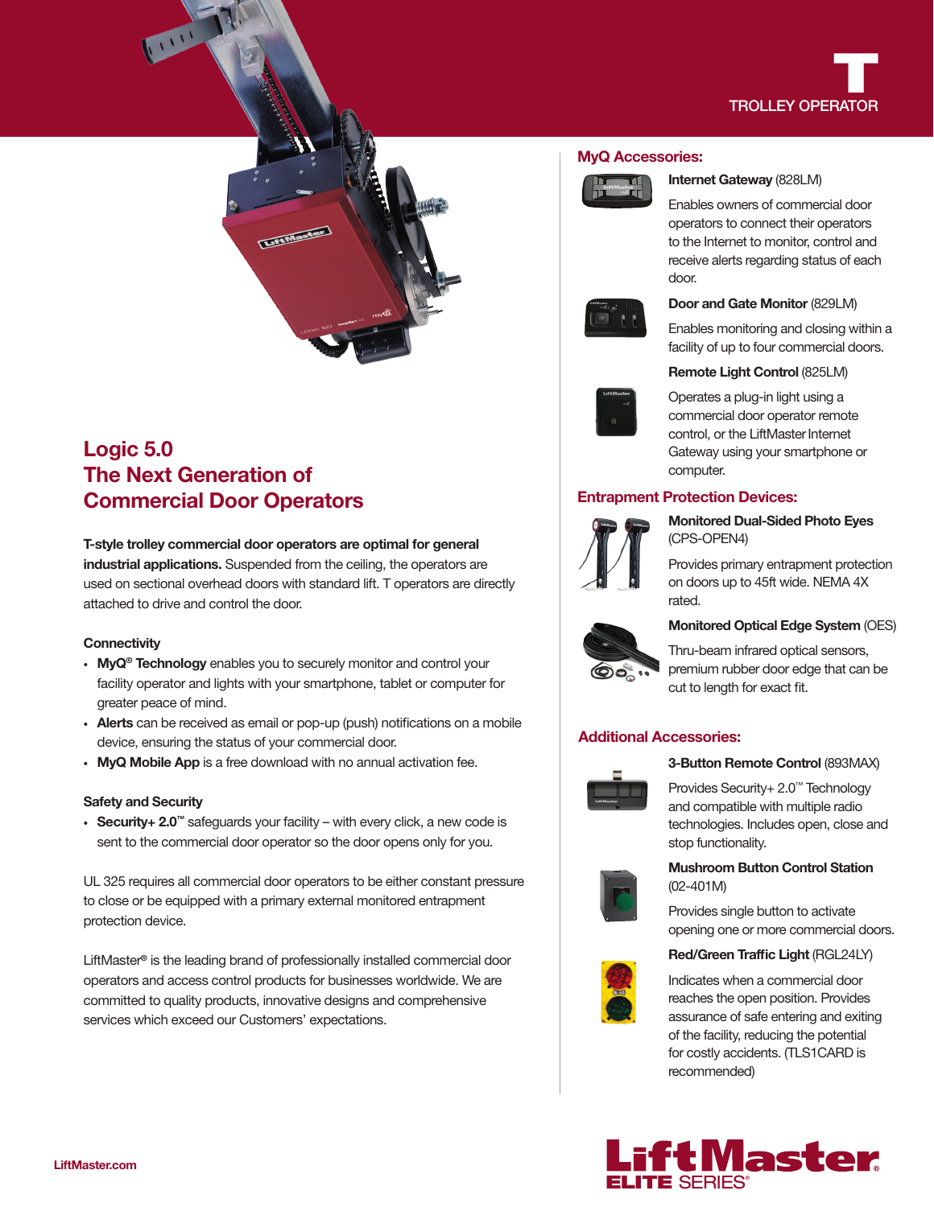# TROLLEY OPERATOR

## Logic 5.0
## The Next Generation of Commercial Door Operators

**T-style trolley commercial door operators are optimal for general industrial applications.** Suspended from the ceiling, the operators are used on sectional overhead doors with standard lift. T operators are directly attached to drive and control the door.

### Connectivity

- **MyQ® Technology** enables you to securely monitor and control your facility operator and lights with your smartphone, tablet or computer for greater peace of mind.
- **Alerts** can be received as email or pop-up (push) notifications on a mobile device, ensuring the status of your commercial door.
- **MyQ Mobile App** is a free download with no annual activation fee.

### Safety and Security

- **Security+ 2.0™** safeguards your facility – with every click, a new code is sent to the commercial door operator so the door opens only for you.

UL 325 requires all commercial door operators to be either constant pressure to close or be equipped with a primary external monitored entrapment protection device.

LiftMaster® is the leading brand of professionally installed commercial door operators and access control products for businesses worldwide. We are committed to quality products, innovative designs and comprehensive services which exceed our Customers' expectations.

### MyQ Accessories:

**Internet Gateway** (828LM)

Enables owners of commercial door operators to connect their operators to the Internet to monitor, control and receive alerts regarding status of each door.

**Door and Gate Monitor** (829LM)

Enables monitoring and closing within a facility of up to four commercial doors.

**Remote Light Control** (825LM)

Operates a plug-in light using a commercial door operator remote control, or the LiftMaster Internet Gateway using your smartphone or computer.

### Entrapment Protection Devices:

**Monitored Dual-Sided Photo Eyes** (CPS-OPEN4)

Provides primary entrapment protection on doors up to 45ft wide. NEMA 4X rated.

**Monitored Optical Edge System** (OES)

Thru-beam infrared optical sensors, premium rubber door edge that can be cut to length for exact fit.

### Additional Accessories:

**3-Button Remote Control** (893MAX)

Provides Security+ 2.0™ Technology and compatible with multiple radio technologies. Includes open, close and stop functionality.

**Mushroom Button Control Station** (02-401M)

Provides single button to activate opening one or more commercial doors.

**Red/Green Traffic Light** (RGL24LY)

Indicates when a commercial door reaches the open position. Provides assurance of safe entering and exiting of the facility, reducing the potential for costly accidents. (TLS1CARD is recommended)

LiftMaster.com

LiftMaster® ELITE SERIES®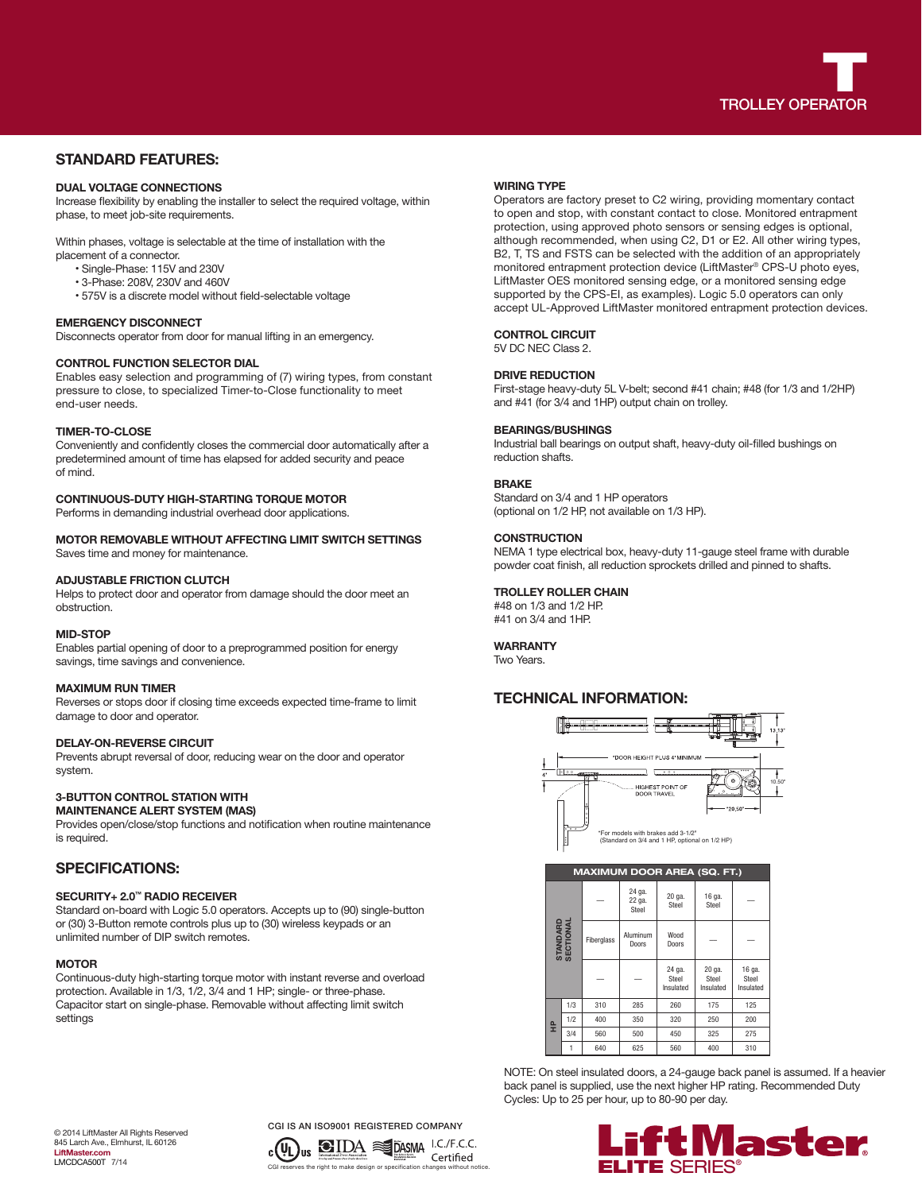# TROLLEY OPERATOR

## STANDARD FEATURES:

**DUAL VOLTAGE CONNECTIONS**
Increase flexibility by enabling the installer to select the required voltage, within phase, to meet job-site requirements.

Within phases, voltage is selectable at the time of installation with the placement of a connector.

- Single-Phase: 115V and 230V
- 3-Phase: 208V, 230V and 460V
- 575V is a discrete model without field-selectable voltage

**EMERGENCY DISCONNECT**
Disconnects operator from door for manual lifting in an emergency.

**CONTROL FUNCTION SELECTOR DIAL**
Enables easy selection and programming of (7) wiring types, from constant pressure to close, to specialized Timer-to-Close functionality to meet end-user needs.

**TIMER-TO-CLOSE**
Conveniently and confidently closes the commercial door automatically after a predetermined amount of time has elapsed for added security and peace of mind.

**CONTINUOUS-DUTY HIGH-STARTING TORQUE MOTOR**
Performs in demanding industrial overhead door applications.

**MOTOR REMOVABLE WITHOUT AFFECTING LIMIT SWITCH SETTINGS**
Saves time and money for maintenance.

**ADJUSTABLE FRICTION CLUTCH**
Helps to protect door and operator from damage should the door meet an obstruction.

**MID-STOP**
Enables partial opening of door to a preprogrammed position for energy savings, time savings and convenience.

**MAXIMUM RUN TIMER**
Reverses or stops door if closing time exceeds expected time-frame to limit damage to door and operator.

**DELAY-ON-REVERSE CIRCUIT**
Prevents abrupt reversal of door, reducing wear on the door and operator system.

**3-BUTTON CONTROL STATION WITH MAINTENANCE ALERT SYSTEM (MAS)**
Provides open/close/stop functions and notification when routine maintenance is required.

## SPECIFICATIONS:

**SECURITY+ 2.0™ RADIO RECEIVER**
Standard on-board with Logic 5.0 operators. Accepts up to (90) single-button or (30) 3-Button remote controls plus up to (30) wireless keypads or an unlimited number of DIP switch remotes.

**MOTOR**
Continuous-duty high-starting torque motor with instant reverse and overload protection. Available in 1/3, 1/2, 3/4 and 1 HP; single- or three-phase. Capacitor start on single-phase. Removable without affecting limit switch settings

**WIRING TYPE**
Operators are factory preset to C2 wiring, providing momentary contact to open and stop, with constant contact to close. Monitored entrapment protection, using approved photo sensors or sensing edges is optional, although recommended, when using C2, D1 or E2. All other wiring types, B2, T, TS and FSTS can be selected with the addition of an appropriately monitored entrapment protection device (LiftMaster® CPS-U photo eyes, LiftMaster OES monitored sensing edge, or a monitored sensing edge supported by the CPS-EI, as examples). Logic 5.0 operators can only accept UL-Approved LiftMaster monitored entrapment protection devices.

**CONTROL CIRCUIT**
5V DC NEC Class 2.

**DRIVE REDUCTION**
First-stage heavy-duty 5L V-belt; second #41 chain; #48 (for 1/3 and 1/2HP) and #41 (for 3/4 and 1HP) output chain on trolley.

**BEARINGS/BUSHINGS**
Industrial ball bearings on output shaft, heavy-duty oil-filled bushings on reduction shafts.

**BRAKE**
Standard on 3/4 and 1 HP operators
(optional on 1/2 HP, not available on 1/3 HP).

**CONSTRUCTION**
NEMA 1 type electrical box, heavy-duty 11-gauge steel frame with durable powder coat finish, all reduction sprockets drilled and pinned to shafts.

**TROLLEY ROLLER CHAIN**
#48 on 1/3 and 1/2 HP.
#41 on 3/4 and 1HP.

**WARRANTY**
Two Years.

## TECHNICAL INFORMATION:

13.13"
*DOOR HEIGHT PLUS 4' MINIMUM
4"
HIGHEST POINT OF DOOR TRAVEL
10.50"
*20.50"
*For models with brakes add 3-1/2" (Standard on 3/4 and 1 HP, optional on 1/2 HP)

| MAXIMUM DOOR AREA (SQ. FT.) | | | | | | |
|---|---|---|---|---|---|---|
| STANDARD SECTIONAL | | — | 24 ga. 22 ga. Steel | 20 ga. Steel | 16 ga. Steel | — |
| | | Fiberglass | Aluminum Doors | Wood Doors | — | — |
| | | — | — | 24 ga. Steel Insulated | 20 ga. Steel Insulated | 16 ga. Steel Insulated |
| HP | 1/3 | 310 | 285 | 260 | 175 | 125 |
| | 1/2 | 400 | 350 | 320 | 250 | 200 |
| | 3/4 | 560 | 500 | 450 | 325 | 275 |
| | 1 | 640 | 625 | 560 | 400 | 310 |

NOTE: On steel insulated doors, a 24-gauge back panel is assumed. If a heavier back panel is supplied, use the next higher HP rating. Recommended Duty Cycles: Up to 25 per hour, up to 80-90 per day.

© 2014 LiftMaster All Rights Reserved
845 Larch Ave., Elmhurst, IL 60126
LiftMaster.com
LMCDCA500T 7/14

CGI IS AN ISO9001 REGISTERED COMPANY
I.C./F.C.C. Certified
CGI reserves the right to make design or specification changes without notice.

LiftMaster ELITE SERIES®